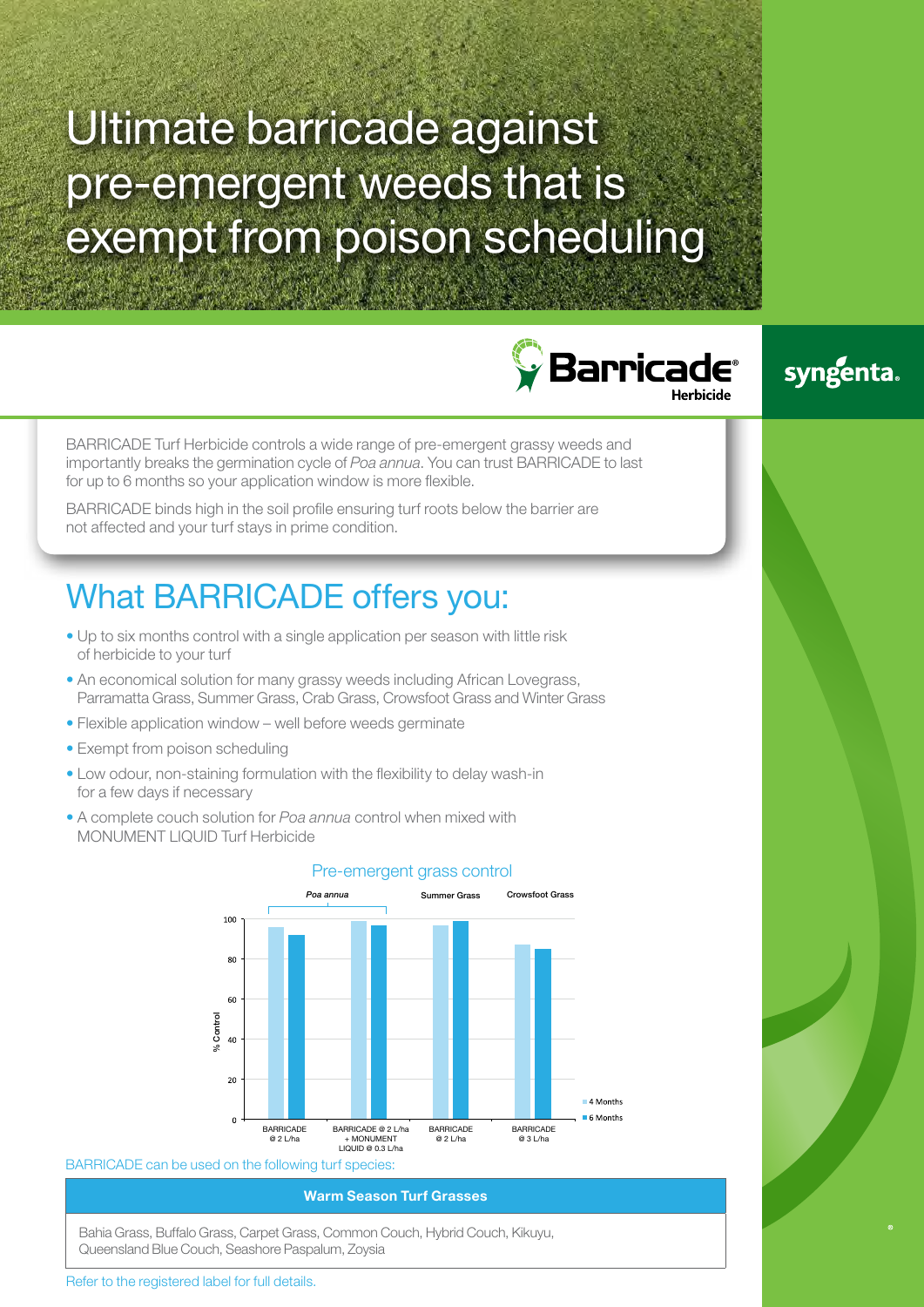# Ultimate barricade against pre-emergent weeds that is exempt from poison scheduling

Barricade® Herbicide

syngenta.

BARRICADE Turf Herbicide controls a wide range of pre-emergent grassy weeds and importantly breaks the germination cycle of *Poa annua*. You can trust BARRICADE to last for up to 6 months so your application window is more flexible.

BARRICADE binds high in the soil profile ensuring turf roots below the barrier are not affected and your turf stays in prime condition.

## What BARRICADE offers you:

- Up to six months control with a single application per season with little risk of herbicide to your turf
- An economical solution for many grassy weeds including African Lovegrass, Parramatta Grass, Summer Grass, Crab Grass, Crowsfoot Grass and Winter Grass
- Flexible application window – well before weeds germinate
- Exempt from poison scheduling
- Low odour, non-staining formulation with the flexibility to delay wash-in for a few days if necessary
- A complete couch solution for *Poa annua* control when mixed with MONUMENT LIQUID Turf Herbicide

### Pre-emergent grass control

% Control (approximate values read from chart)

| Weed | Treatment | 4 Months | 6 Months |
|---|---|---|---|
| *Poa annua* | BARRICADE @ 2 L/ha | ~96 | ~92 |
| *Poa annua* | BARRICADE @ 2 L/ha + MONUMENT LIQUID @ 0.3 L/ha | ~99 | ~97 |
| Summer Grass | BARRICADE @ 2 L/ha | ~97 | ~99 |
| Crowsfoot Grass | BARRICADE @ 3 L/ha | ~87 | ~85 |

BARRICADE can be used on the following turf species:

| Warm Season Turf Grasses |
|---|
| Bahia Grass, Buffalo Grass, Carpet Grass, Common Couch, Hybrid Couch, Kikuyu, Queensland Blue Couch, Seashore Paspalum, Zoysia |

Refer to the registered label for full details.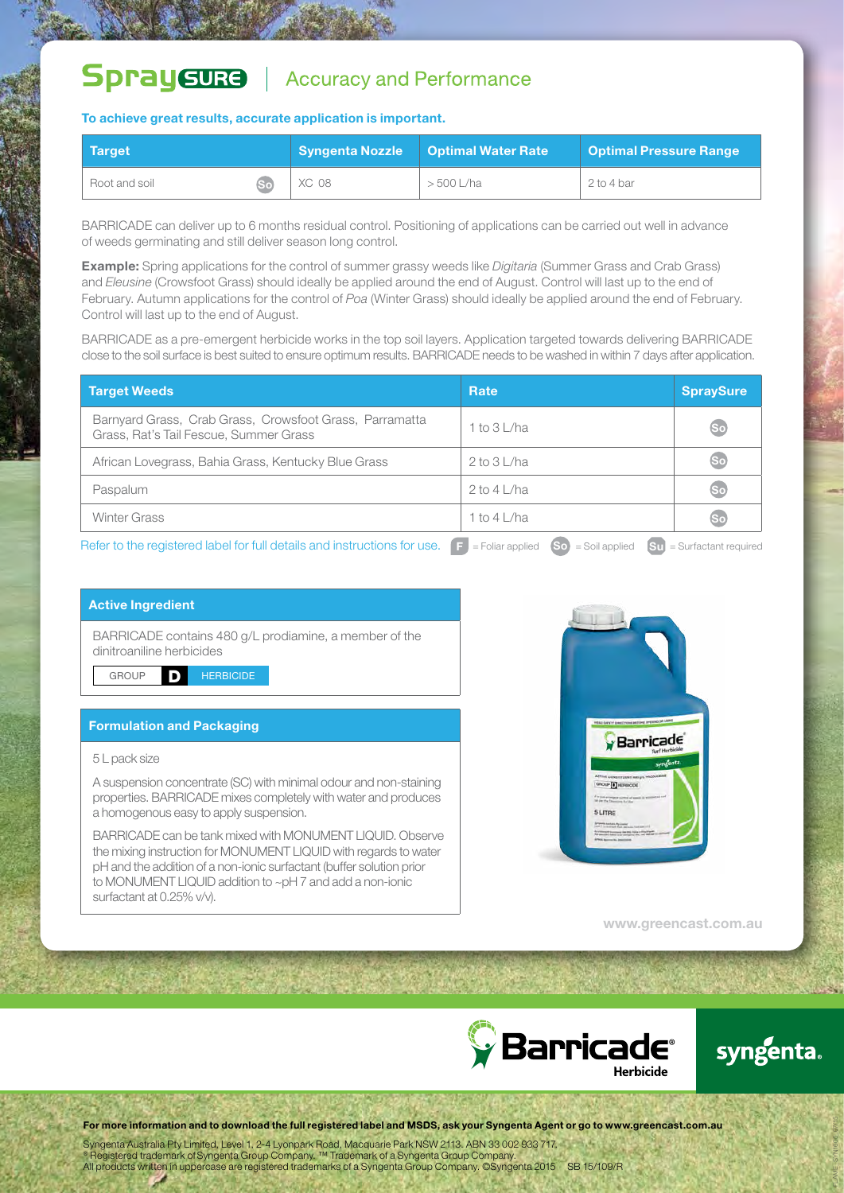# SpraySURE | Accuracy and Performance

**To achieve great results, accurate application is important.**

| Target | Syngenta Nozzle | Optimal Water Rate | Optimal Pressure Range |
|---|---|---|---|
| Root and soil (So) | XC 08 | > 500 L/ha | 2 to 4 bar |

BARRICADE can deliver up to 6 months residual control. Positioning of applications can be carried out well in advance of weeds germinating and still deliver season long control.

**Example:** Spring applications for the control of summer grassy weeds like *Digitaria* (Summer Grass and Crab Grass) and *Eleusine* (Crowsfoot Grass) should ideally be applied around the end of August. Control will last up to the end of February. Autumn applications for the control of *Poa* (Winter Grass) should ideally be applied around the end of February. Control will last up to the end of August.

BARRICADE as a pre-emergent herbicide works in the top soil layers. Application targeted towards delivering BARRICADE close to the soil surface is best suited to ensure optimum results. BARRICADE needs to be washed in within 7 days after application.

| Target Weeds | Rate | SpraySure |
|---|---|---|
| Barnyard Grass, Crab Grass, Crowsfoot Grass, Parramatta Grass, Rat's Tail Fescue, Summer Grass | 1 to 3 L/ha | So |
| African Lovegrass, Bahia Grass, Kentucky Blue Grass | 2 to 3 L/ha | So |
| Paspalum | 2 to 4 L/ha | So |
| Winter Grass | 1 to 4 L/ha | So |

Refer to the registered label for full details and instructions for use. F = Foliar applied So = Soil applied Su = Surfactant required

## Active Ingredient

BARRICADE contains 480 g/L prodiamine, a member of the dinitroaniline herbicides

GROUP **D** HERBICIDE

## Formulation and Packaging

5 L pack size

A suspension concentrate (SC) with minimal odour and non-staining properties. BARRICADE mixes completely with water and produces a homogenous easy to apply suspension.

BARRICADE can be tank mixed with MONUMENT LIQUID. Observe the mixing instruction for MONUMENT LIQUID with regards to water pH and the addition of a non-ionic surfactant (buffer solution prior to MONUMENT LIQUID addition to ~pH 7 and add a non-ionic surfactant at 0.25% v/v).

www.greencast.com.au

Barricade® Herbicide

syngenta.

**For more information and to download the full registered label and MSDS, ask your Syngenta Agent or go to www.greencast.com.au**

Syngenta Australia Pty Limited, Level 1, 2-4 Lyonpark Road, Macquarie Park NSW 2113. ABN 33 002 933 717.
® Registered trademark of Syngenta Group Company. ™ Trademark of a Syngenta Group Company.
All products written in uppercase are registered trademarks of a Syngenta Group Company. ©Syngenta 2015 SB 15/109/R